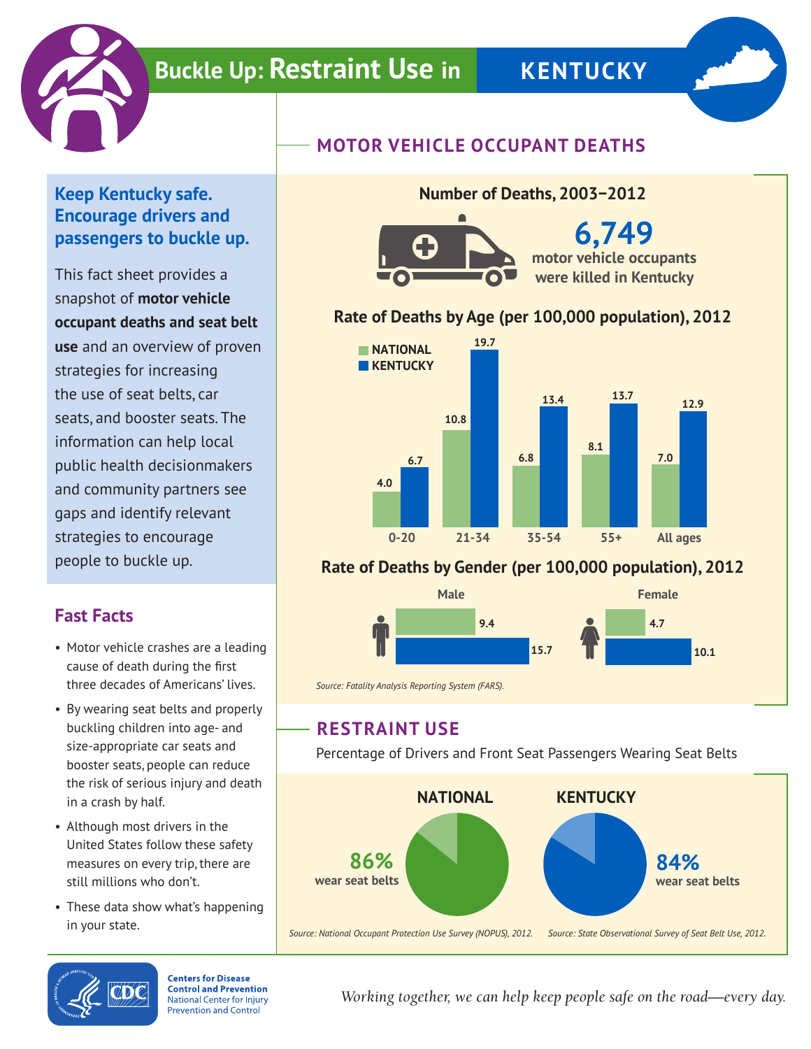# Buckle Up: Restraint Use in KENTUCKY

## Keep Kentucky safe. Encourage drivers and passengers to buckle up.

This fact sheet provides a snapshot of **motor vehicle occupant deaths and seat belt use** and an overview of proven strategies for increasing the use of seat belts, car seats, and booster seats. The information can help local public health decisionmakers and community partners see gaps and identify relevant strategies to encourage people to buckle up.

## Fast Facts

- Motor vehicle crashes are a leading cause of death during the first three decades of Americans' lives.
- By wearing seat belts and properly buckling children into age- and size-appropriate car seats and booster seats, people can reduce the risk of serious injury and death in a crash by half.
- Although most drivers in the United States follow these safety measures on every trip, there are still millions who don't.
- These data show what's happening in your state.

## MOTOR VEHICLE OCCUPANT DEATHS

### Number of Deaths, 2003–2012

**6,749** motor vehicle occupants were killed in Kentucky

### Rate of Deaths by Age (per 100,000 population), 2012

| Age | National | Kentucky |
|---|---|---|
| 0-20 | 4.0 | 6.7 |
| 21-34 | 10.8 | 19.7 |
| 35-54 | 6.8 | 13.4 |
| 55+ | 8.1 | 13.7 |
| All ages | 7.0 | 12.9 |

### Rate of Deaths by Gender (per 100,000 population), 2012

| Gender | National | Kentucky |
|---|---|---|
| Male | 9.4 | 15.7 |
| Female | 4.7 | 10.1 |

*Source: Fatality Analysis Reporting System (FARS).*

## RESTRAINT USE

Percentage of Drivers and Front Seat Passengers Wearing Seat Belts

**NATIONAL**: **86%** wear seat belts

**KENTUCKY**: **84%** wear seat belts

*Source: National Occupant Protection Use Survey (NOPUS), 2012.* *Source: State Observational Survey of Seat Belt Use, 2012.*

Centers for Disease Control and Prevention
National Center for Injury Prevention and Control

*Working together, we can help keep people safe on the road—every day.*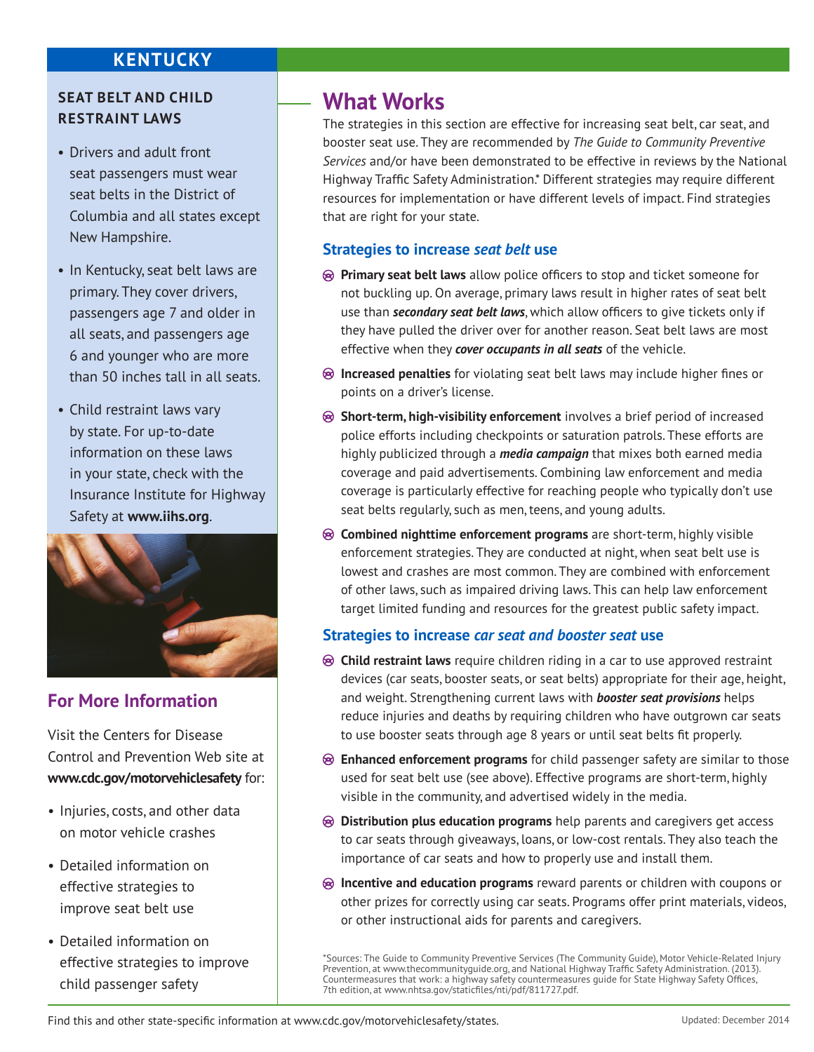# KENTUCKY

## SEAT BELT AND CHILD RESTRAINT LAWS

- Drivers and adult front seat passengers must wear seat belts in the District of Columbia and all states except New Hampshire.
- In Kentucky, seat belt laws are primary. They cover drivers, passengers age 7 and older in all seats, and passengers age 6 and younger who are more than 50 inches tall in all seats.
- Child restraint laws vary by state. For up-to-date information on these laws in your state, check with the Insurance Institute for Highway Safety at **www.iihs.org**.

## For More Information

Visit the Centers for Disease Control and Prevention Web site at **www.cdc.gov/motorvehiclesafety** for:

- Injuries, costs, and other data on motor vehicle crashes
- Detailed information on effective strategies to improve seat belt use
- Detailed information on effective strategies to improve child passenger safety

# What Works

The strategies in this section are effective for increasing seat belt, car seat, and booster seat use. They are recommended by *The Guide to Community Preventive Services* and/or have been demonstrated to be effective in reviews by the National Highway Traffic Safety Administration.* Different strategies may require different resources for implementation or have different levels of impact. Find strategies that are right for your state.

### Strategies to increase *seat belt* use

- **Primary seat belt laws** allow police officers to stop and ticket someone for not buckling up. On average, primary laws result in higher rates of seat belt use than ***secondary seat belt laws***, which allow officers to give tickets only if they have pulled the driver over for another reason. Seat belt laws are most effective when they ***cover occupants in all seats*** of the vehicle.
- **Increased penalties** for violating seat belt laws may include higher fines or points on a driver's license.
- **Short-term, high-visibility enforcement** involves a brief period of increased police efforts including checkpoints or saturation patrols. These efforts are highly publicized through a ***media campaign*** that mixes both earned media coverage and paid advertisements. Combining law enforcement and media coverage is particularly effective for reaching people who typically don't use seat belts regularly, such as men, teens, and young adults.
- **Combined nighttime enforcement programs** are short-term, highly visible enforcement strategies. They are conducted at night, when seat belt use is lowest and crashes are most common. They are combined with enforcement of other laws, such as impaired driving laws. This can help law enforcement target limited funding and resources for the greatest public safety impact.

### Strategies to increase *car seat and booster seat* use

- **Child restraint laws** require children riding in a car to use approved restraint devices (car seats, booster seats, or seat belts) appropriate for their age, height, and weight. Strengthening current laws with ***booster seat provisions*** helps reduce injuries and deaths by requiring children who have outgrown car seats to use booster seats through age 8 years or until seat belts fit properly.
- **Enhanced enforcement programs** for child passenger safety are similar to those used for seat belt use (see above). Effective programs are short-term, highly visible in the community, and advertised widely in the media.
- **Distribution plus education programs** help parents and caregivers get access to car seats through giveaways, loans, or low-cost rentals. They also teach the importance of car seats and how to properly use and install them.
- **Incentive and education programs** reward parents or children with coupons or other prizes for correctly using car seats. Programs offer print materials, videos, or other instructional aids for parents and caregivers.

*Sources: The Guide to Community Preventive Services (The Community Guide), Motor Vehicle-Related Injury Prevention, at www.thecommunityguide.org, and National Highway Traffic Safety Administration. (2013). Countermeasures that work: a highway safety countermeasures guide for State Highway Safety Offices, 7th edition, at www.nhtsa.gov/staticfiles/nti/pdf/811727.pdf.

Find this and other state-specific information at www.cdc.gov/motorvehiclesafety/states.

Updated: December 2014